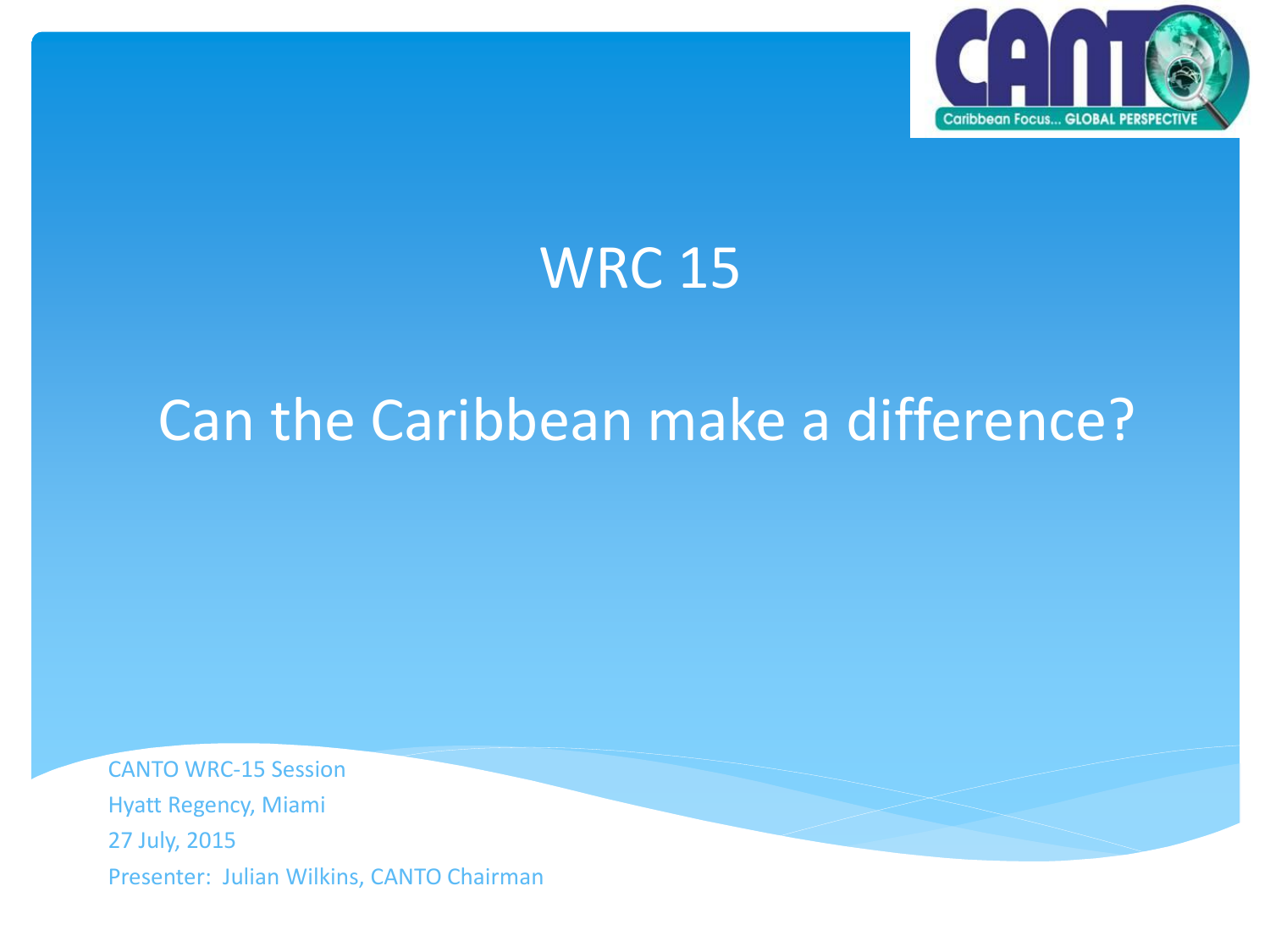# WRC 15

## Can the Caribbean make a difference?

CANTO WRC-15 Session
Hyatt Regency, Miami
27 July, 2015
Presenter: Julian Wilkins, CANTO Chairman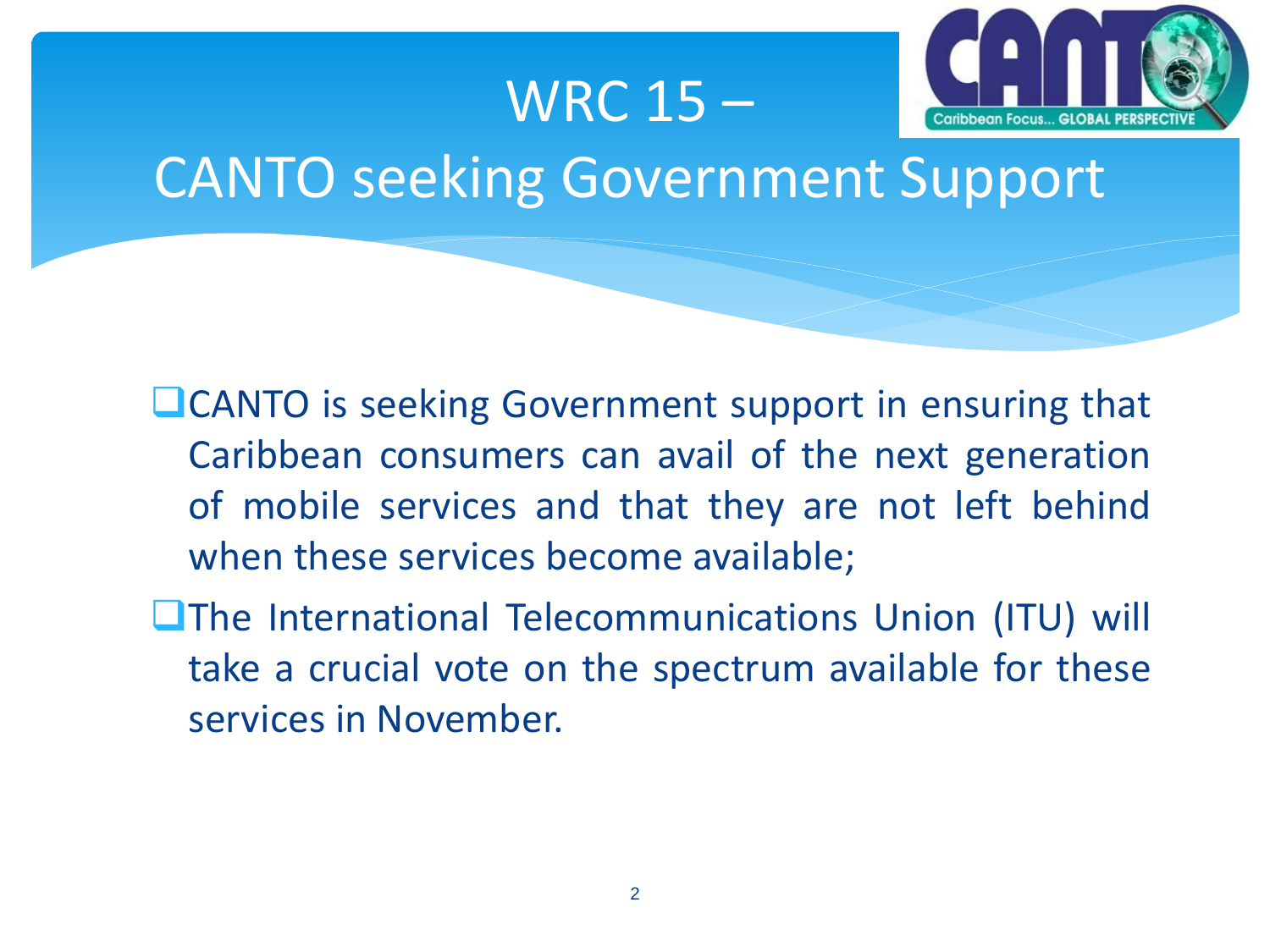# WRC 15 – CANTO seeking Government Support

- CANTO is seeking Government support in ensuring that Caribbean consumers can avail of the next generation of mobile services and that they are not left behind when these services become available;
- The International Telecommunications Union (ITU) will take a crucial vote on the spectrum available for these services in November.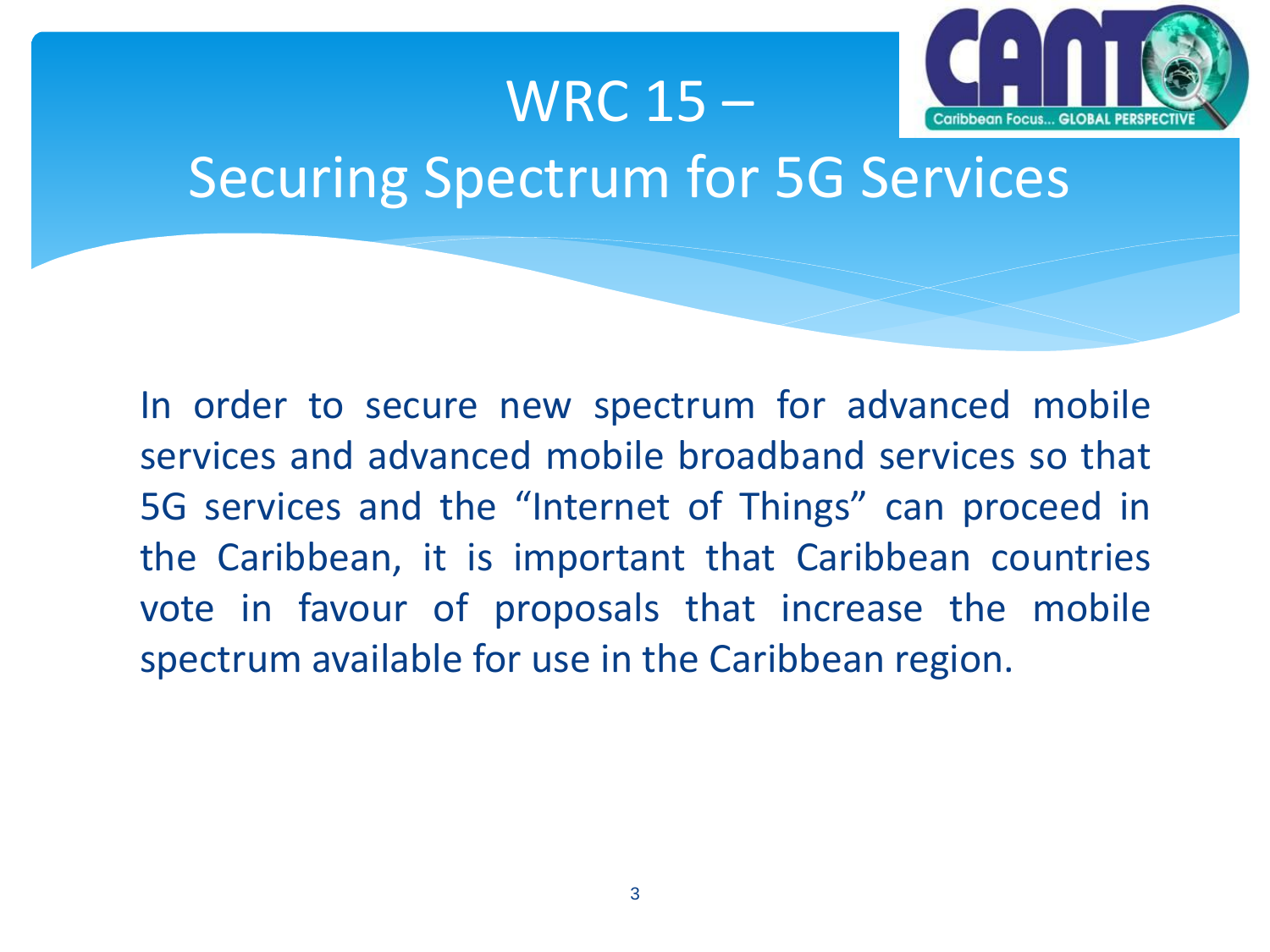# WRC 15 – Securing Spectrum for 5G Services

In order to secure new spectrum for advanced mobile services and advanced mobile broadband services so that 5G services and the "Internet of Things" can proceed in the Caribbean, it is important that Caribbean countries vote in favour of proposals that increase the mobile spectrum available for use in the Caribbean region.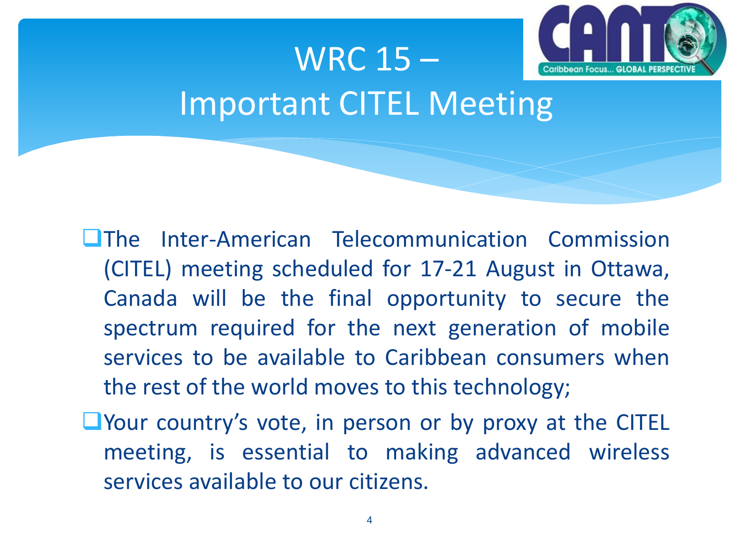# WRC 15 – Important CITEL Meeting

- The Inter-American Telecommunication Commission (CITEL) meeting scheduled for 17-21 August in Ottawa, Canada will be the final opportunity to secure the spectrum required for the next generation of mobile services to be available to Caribbean consumers when the rest of the world moves to this technology;
- Your country's vote, in person or by proxy at the CITEL meeting, is essential to making advanced wireless services available to our citizens.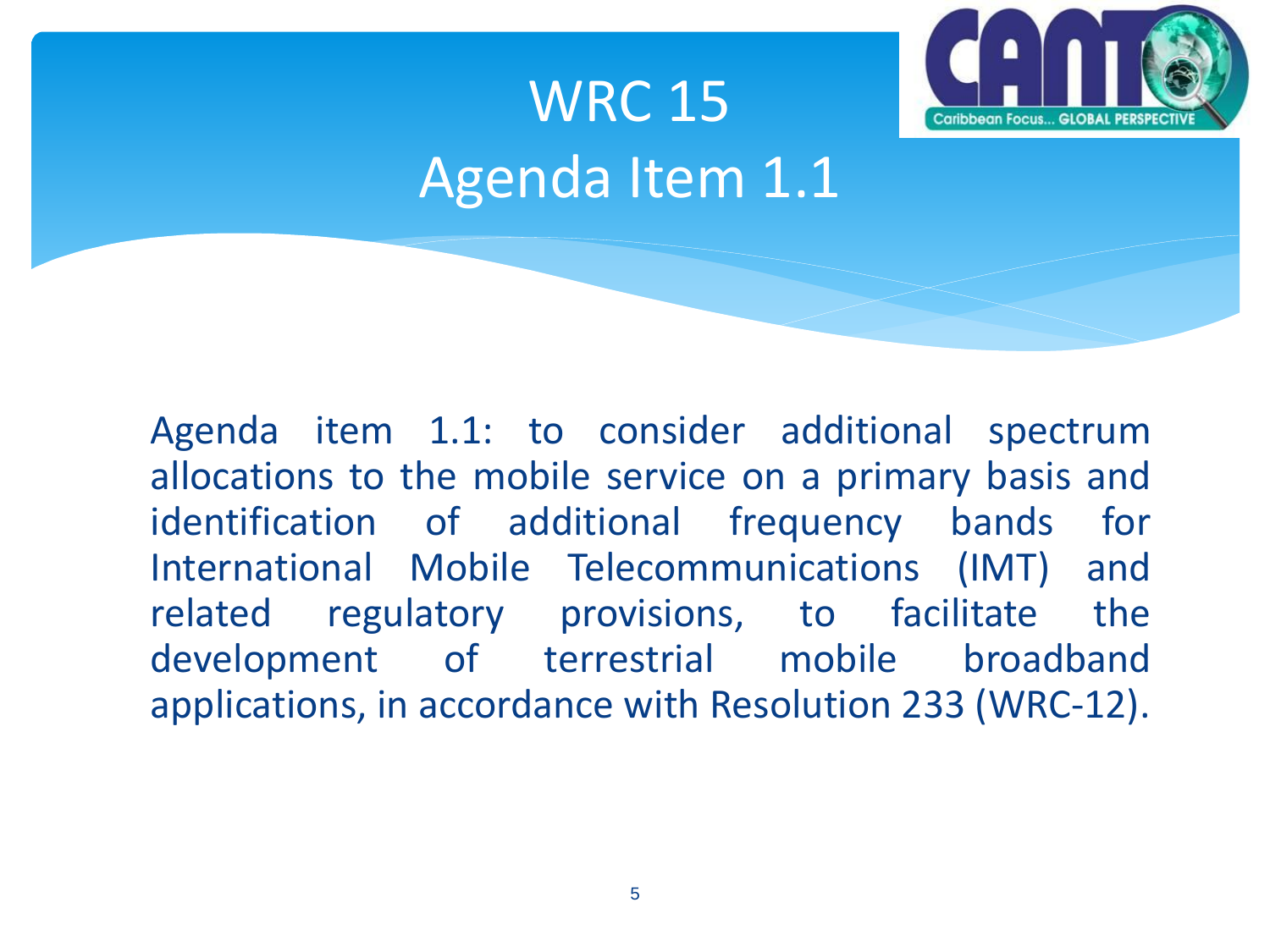# WRC 15
## Agenda Item 1.1

Agenda item 1.1: to consider additional spectrum allocations to the mobile service on a primary basis and identification of additional frequency bands for International Mobile Telecommunications (IMT) and related regulatory provisions, to facilitate the development of terrestrial mobile broadband applications, in accordance with Resolution 233 (WRC-12).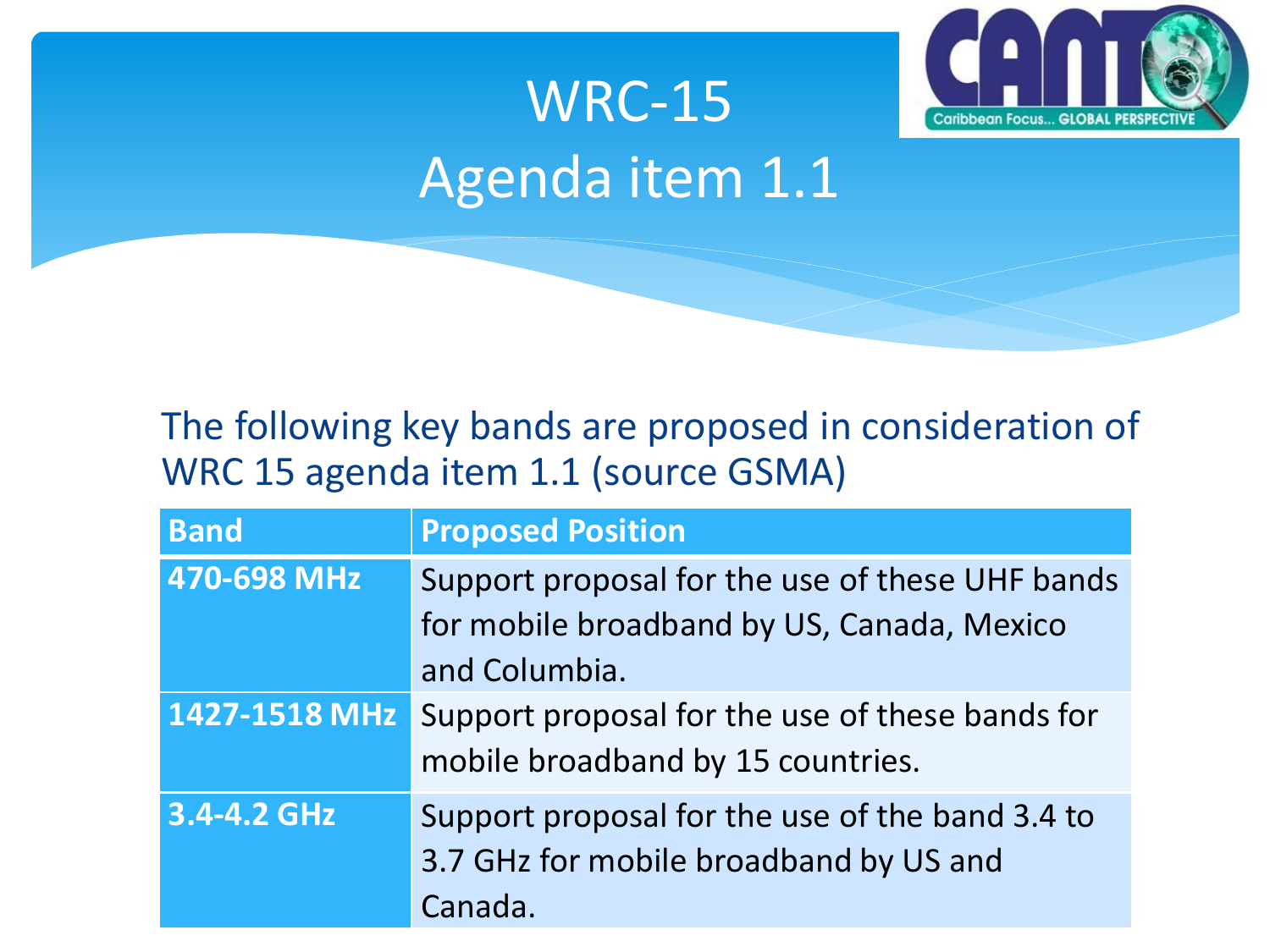# WRC-15
# Agenda item 1.1

The following key bands are proposed in consideration of WRC 15 agenda item 1.1 (source GSMA)

| Band | Proposed Position |
| --- | --- |
| **470-698 MHz** | Support proposal for the use of these UHF bands for mobile broadband by US, Canada, Mexico and Columbia. |
| **1427-1518 MHz** | Support proposal for the use of these bands for mobile broadband by 15 countries. |
| **3.4-4.2 GHz** | Support proposal for the use of the band 3.4 to 3.7 GHz for mobile broadband by US and Canada. |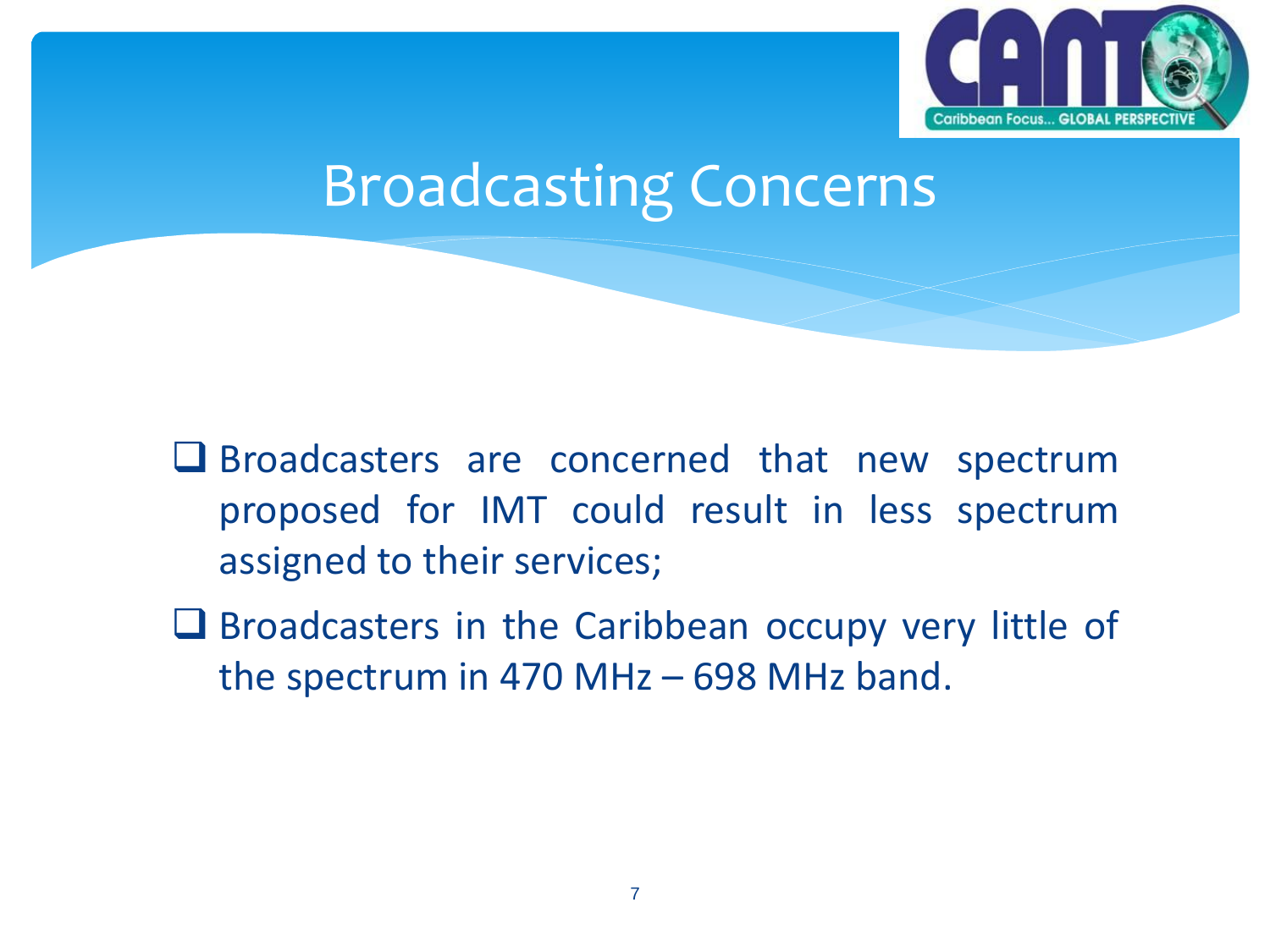# Broadcasting Concerns

- Broadcasters are concerned that new spectrum proposed for IMT could result in less spectrum assigned to their services;
- Broadcasters in the Caribbean occupy very little of the spectrum in 470 MHz – 698 MHz band.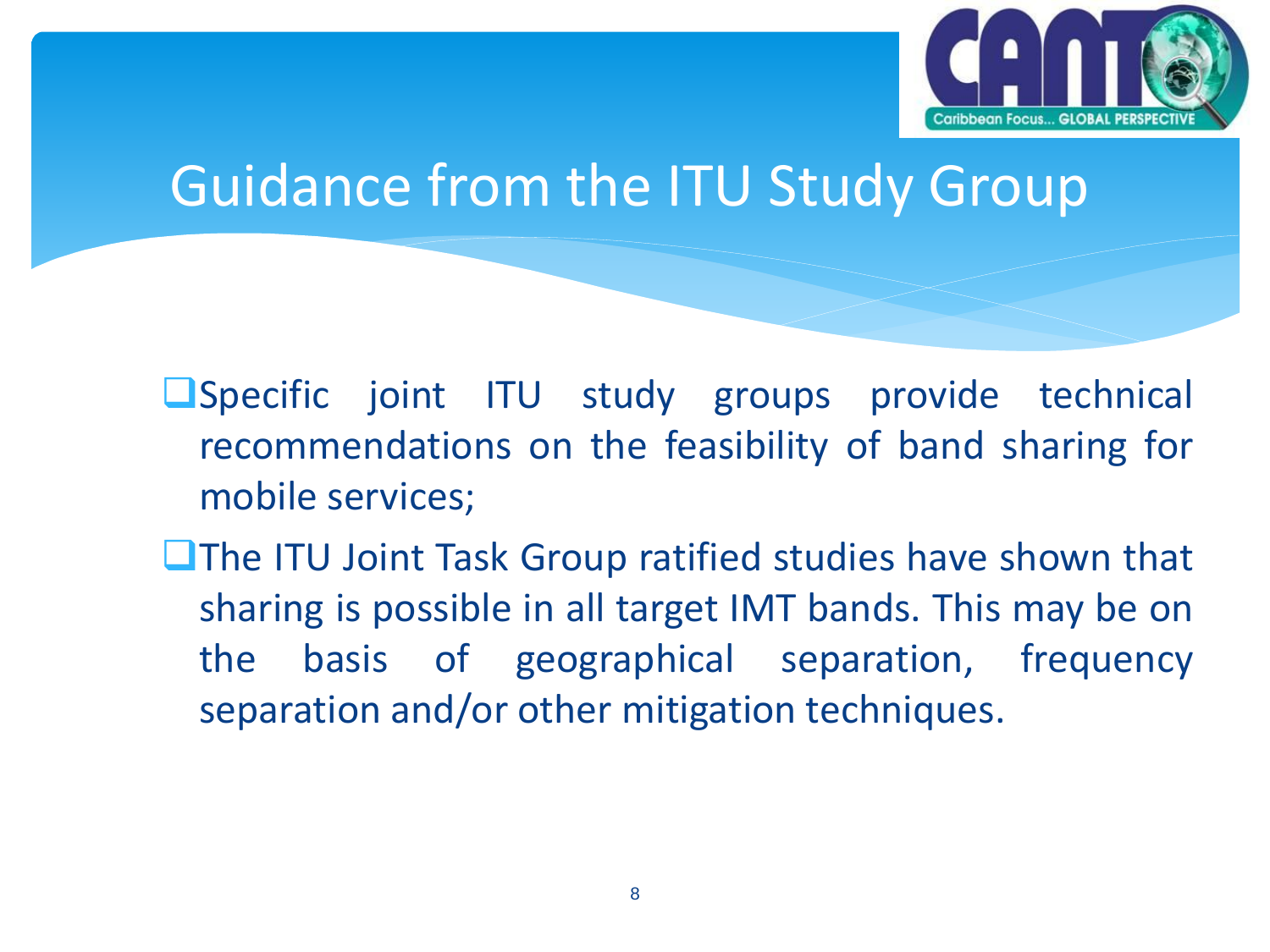# Guidance from the ITU Study Group

- Specific joint ITU study groups provide technical recommendations on the feasibility of band sharing for mobile services;
- The ITU Joint Task Group ratified studies have shown that sharing is possible in all target IMT bands. This may be on the basis of geographical separation, frequency separation and/or other mitigation techniques.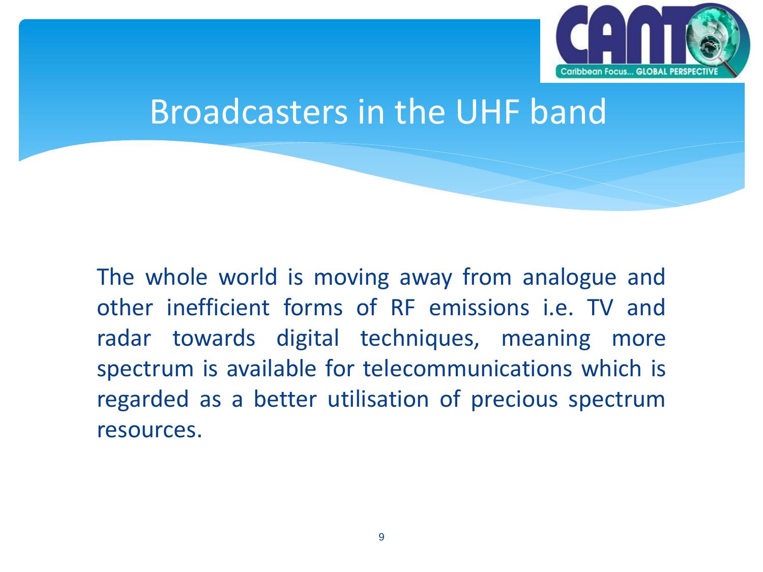# Broadcasters in the UHF band

The whole world is moving away from analogue and other inefficient forms of RF emissions i.e. TV and radar towards digital techniques, meaning more spectrum is available for telecommunications which is regarded as a better utilisation of precious spectrum resources.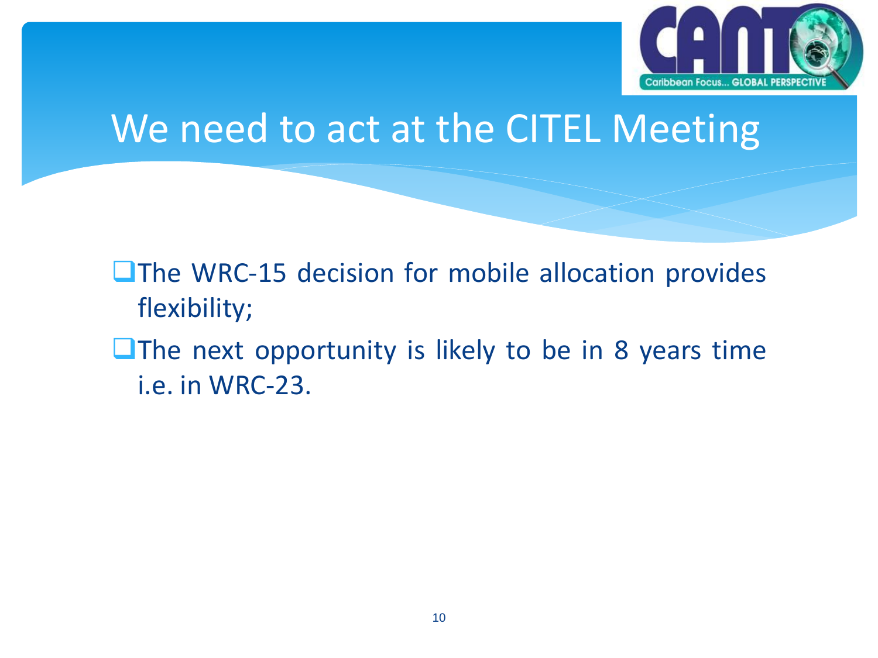# We need to act at the CITEL Meeting

- The WRC-15 decision for mobile allocation provides flexibility;
- The next opportunity is likely to be in 8 years time i.e. in WRC-23.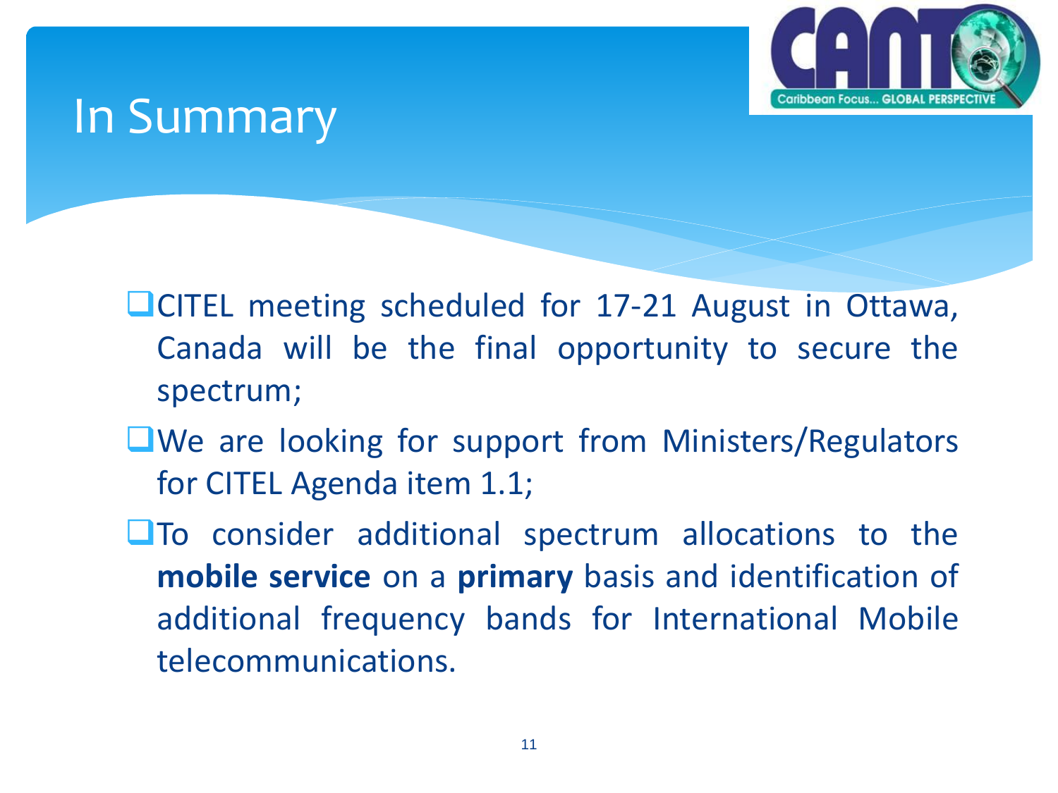# In Summary

- CITEL meeting scheduled for 17-21 August in Ottawa, Canada will be the final opportunity to secure the spectrum;
- We are looking for support from Ministers/Regulators for CITEL Agenda item 1.1;
- To consider additional spectrum allocations to the **mobile service** on a **primary** basis and identification of additional frequency bands for International Mobile telecommunications.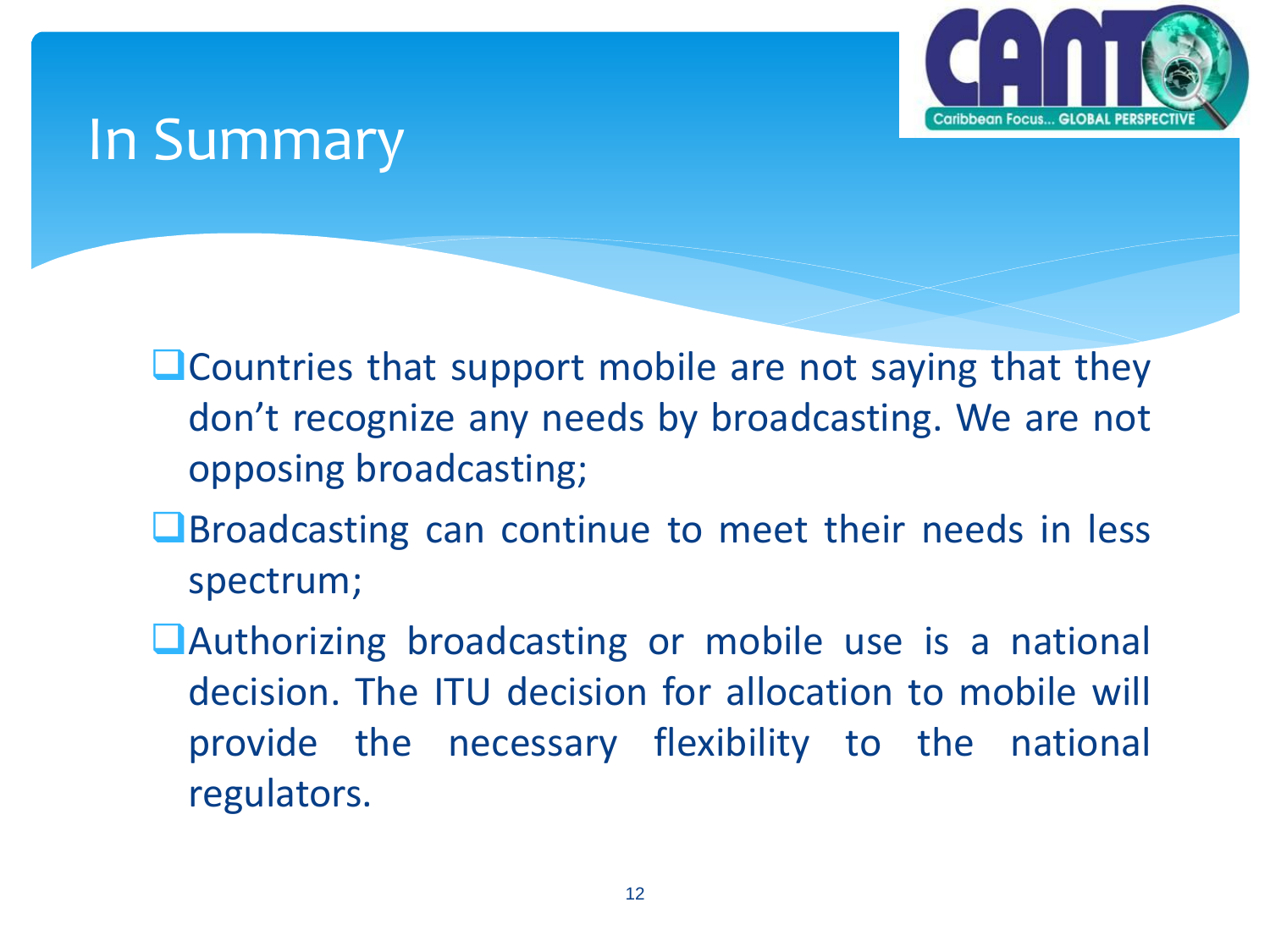# In Summary

- Countries that support mobile are not saying that they don't recognize any needs by broadcasting. We are not opposing broadcasting;
- Broadcasting can continue to meet their needs in less spectrum;
- Authorizing broadcasting or mobile use is a national decision. The ITU decision for allocation to mobile will provide the necessary flexibility to the national regulators.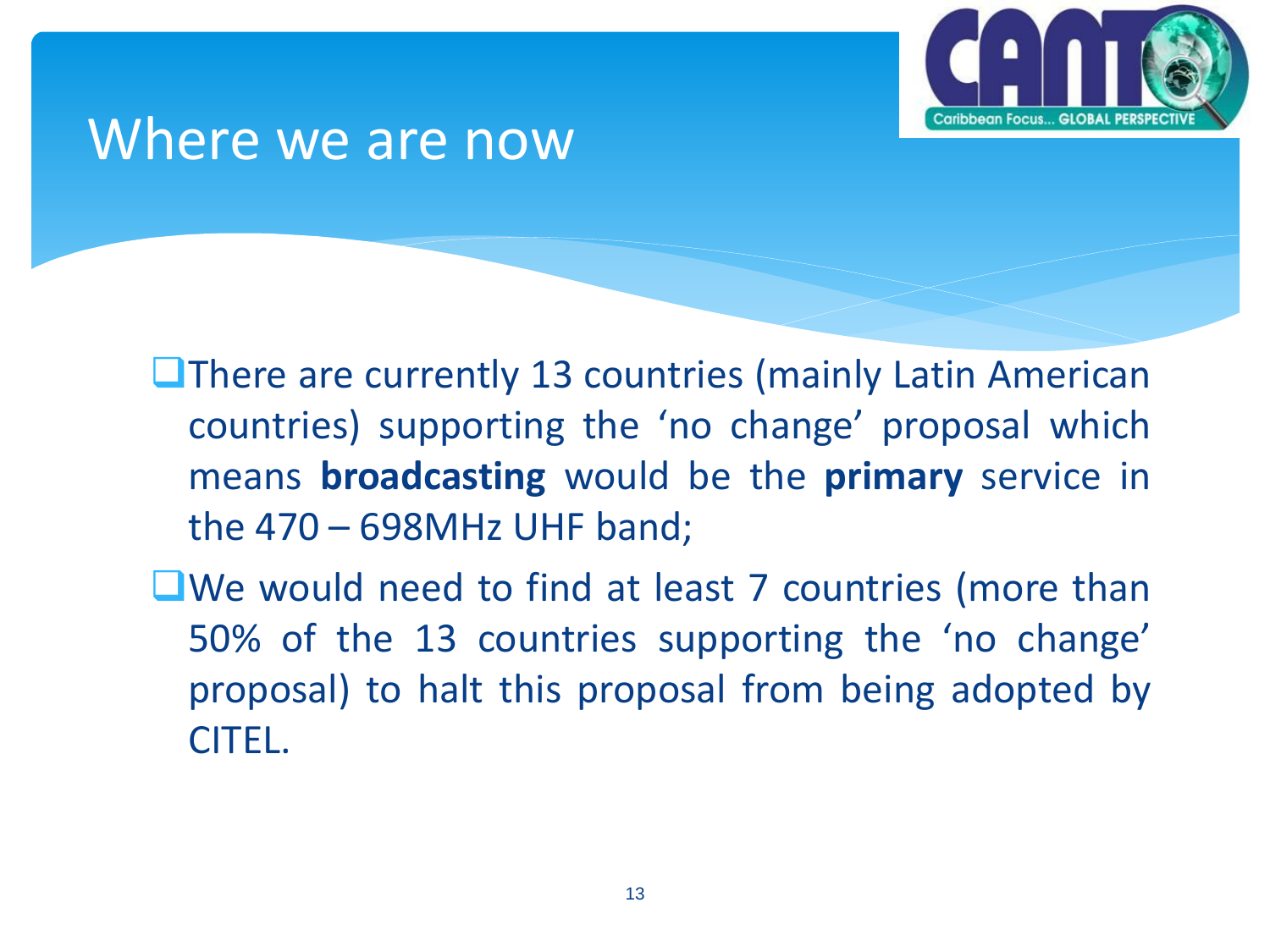# Where we are now

- There are currently 13 countries (mainly Latin American countries) supporting the ‘no change’ proposal which means **broadcasting** would be the **primary** service in the 470 – 698MHz UHF band;
- We would need to find at least 7 countries (more than 50% of the 13 countries supporting the ‘no change’ proposal) to halt this proposal from being adopted by CITEL.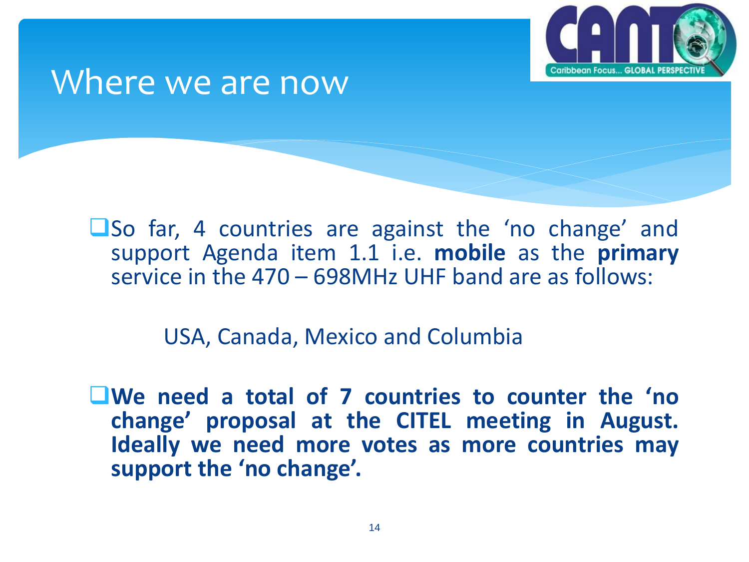# Where we are now

- So far, 4 countries are against the 'no change' and support Agenda item 1.1 i.e. **mobile** as the **primary** service in the 470 – 698MHz UHF band are as follows:

  USA, Canada, Mexico and Columbia

- **We need a total of 7 countries to counter the 'no change' proposal at the CITEL meeting in August. Ideally we need more votes as more countries may support the 'no change'.**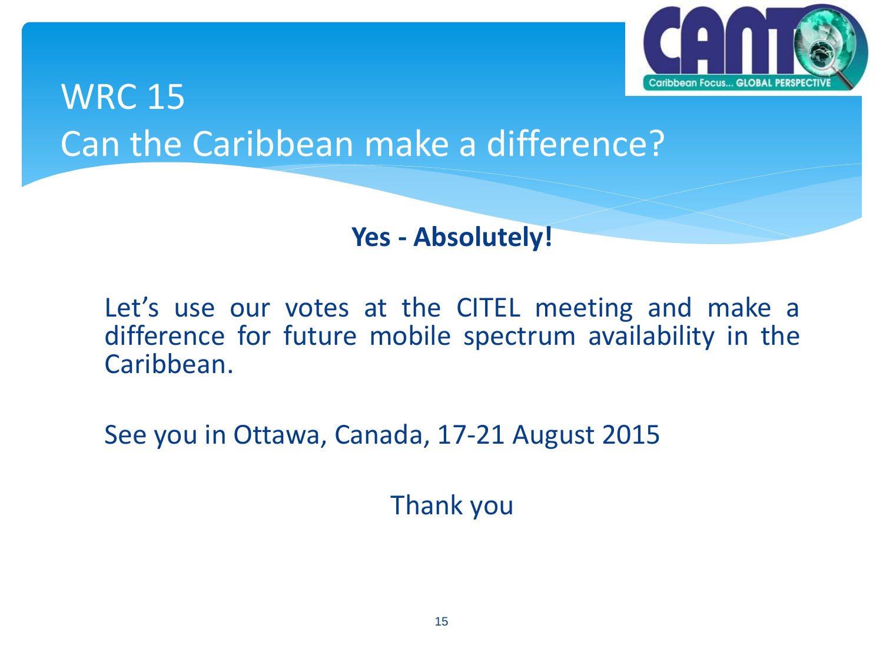# WRC 15
# Can the Caribbean make a difference?

**Yes - Absolutely!**

Let's use our votes at the CITEL meeting and make a difference for future mobile spectrum availability in the Caribbean.

See you in Ottawa, Canada, 17-21 August 2015

Thank you